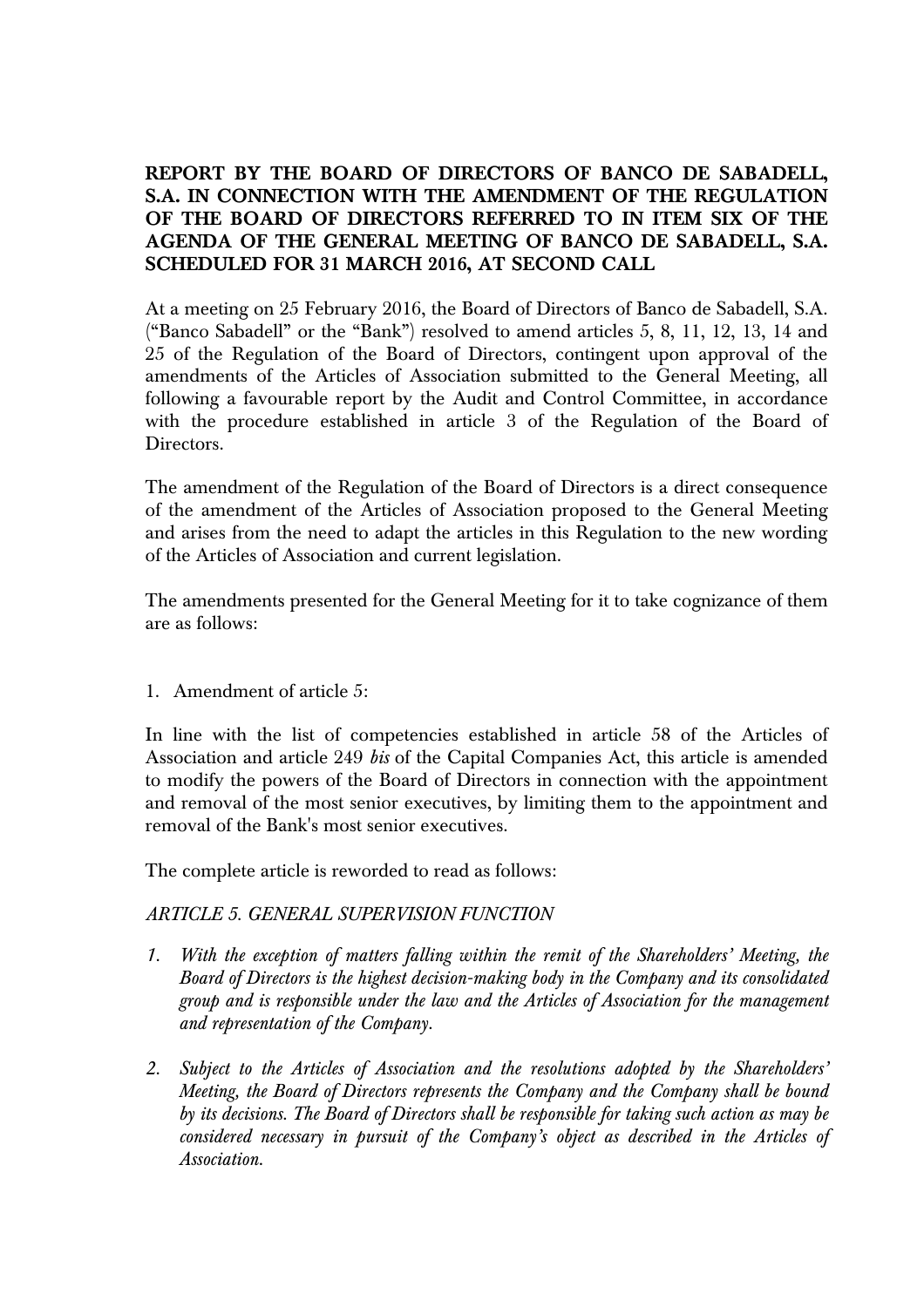**REPORT BY THE BOARD OF DIRECTORS OF BANCO DE SABADELL, S.A. IN CONNECTION WITH THE AMENDMENT OF THE REGULATION OF THE BOARD OF DIRECTORS REFERRED TO IN ITEM SIX OF THE AGENDA OF THE GENERAL MEETING OF BANCO DE SABADELL, S.A. SCHEDULED FOR 31 MARCH 2016, AT SECOND CALL**

At a meeting on 25 February 2016, the Board of Directors of Banco de Sabadell, S.A. ("Banco Sabadell" or the "Bank") resolved to amend articles 5, 8, 11, 12, 13, 14 and 25 of the Regulation of the Board of Directors, contingent upon approval of the amendments of the Articles of Association submitted to the General Meeting, all following a favourable report by the Audit and Control Committee, in accordance with the procedure established in article 3 of the Regulation of the Board of Directors.

The amendment of the Regulation of the Board of Directors is a direct consequence of the amendment of the Articles of Association proposed to the General Meeting and arises from the need to adapt the articles in this Regulation to the new wording of the Articles of Association and current legislation.

The amendments presented for the General Meeting for it to take cognizance of them are as follows:

1. Amendment of article 5:

In line with the list of competencies established in article 58 of the Articles of Association and article 249 *bis* of the Capital Companies Act, this article is amended to modify the powers of the Board of Directors in connection with the appointment and removal of the most senior executives, by limiting them to the appointment and removal of the Bank's most senior executives.

The complete article is reworded to read as follows:

*ARTICLE 5. GENERAL SUPERVISION FUNCTION*

1. *With the exception of matters falling within the remit of the Shareholders' Meeting, the Board of Directors is the highest decision-making body in the Company and its consolidated group and is responsible under the law and the Articles of Association for the management and representation of the Company.*

2. *Subject to the Articles of Association and the resolutions adopted by the Shareholders' Meeting, the Board of Directors represents the Company and the Company shall be bound by its decisions. The Board of Directors shall be responsible for taking such action as may be considered necessary in pursuit of the Company's object as described in the Articles of Association.*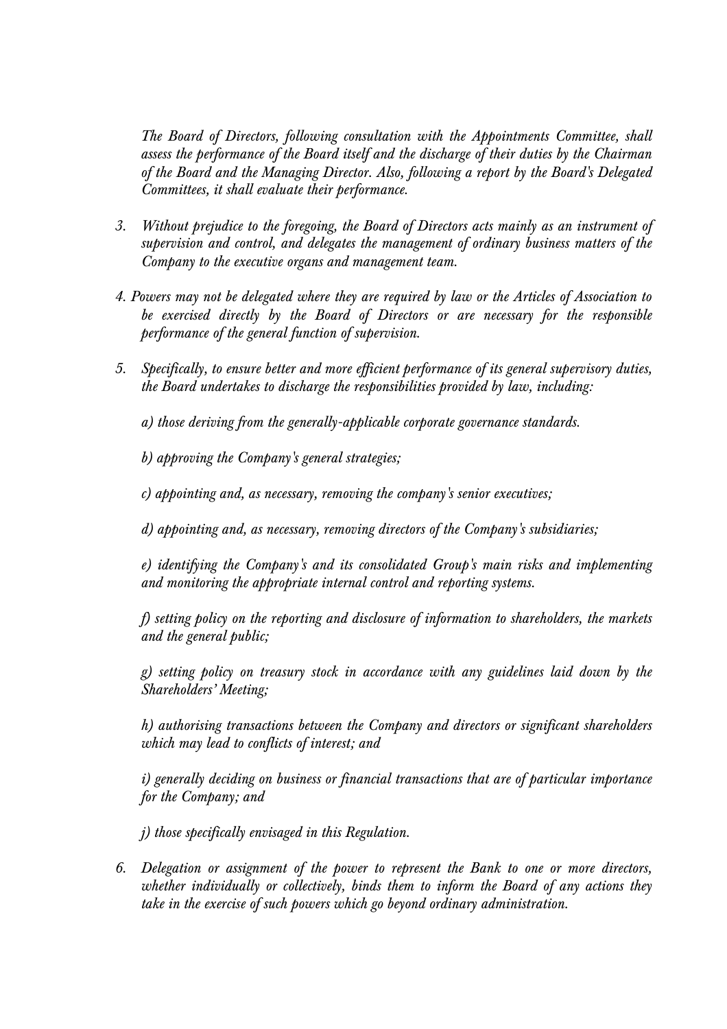*The Board of Directors, following consultation with the Appointments Committee, shall assess the performance of the Board itself and the discharge of their duties by the Chairman of the Board and the Managing Director. Also, following a report by the Board's Delegated Committees, it shall evaluate their performance.*

3. *Without prejudice to the foregoing, the Board of Directors acts mainly as an instrument of supervision and control, and delegates the management of ordinary business matters of the Company to the executive organs and management team.*

4. *Powers may not be delegated where they are required by law or the Articles of Association to be exercised directly by the Board of Directors or are necessary for the responsible performance of the general function of supervision.*

5. *Specifically, to ensure better and more efficient performance of its general supervisory duties, the Board undertakes to discharge the responsibilities provided by law, including:*

   *a) those deriving from the generally-applicable corporate governance standards.*

   *b) approving the Company's general strategies;*

   *c) appointing and, as necessary, removing the company's senior executives;*

   *d) appointing and, as necessary, removing directors of the Company's subsidiaries;*

   *e) identifying the Company's and its consolidated Group's main risks and implementing and monitoring the appropriate internal control and reporting systems.*

   *f) setting policy on the reporting and disclosure of information to shareholders, the markets and the general public;*

   *g) setting policy on treasury stock in accordance with any guidelines laid down by the Shareholders' Meeting;*

   *h) authorising transactions between the Company and directors or significant shareholders which may lead to conflicts of interest; and*

   *i) generally deciding on business or financial transactions that are of particular importance for the Company; and*

   *j) those specifically envisaged in this Regulation.*

6. *Delegation or assignment of the power to represent the Bank to one or more directors, whether individually or collectively, binds them to inform the Board of any actions they take in the exercise of such powers which go beyond ordinary administration.*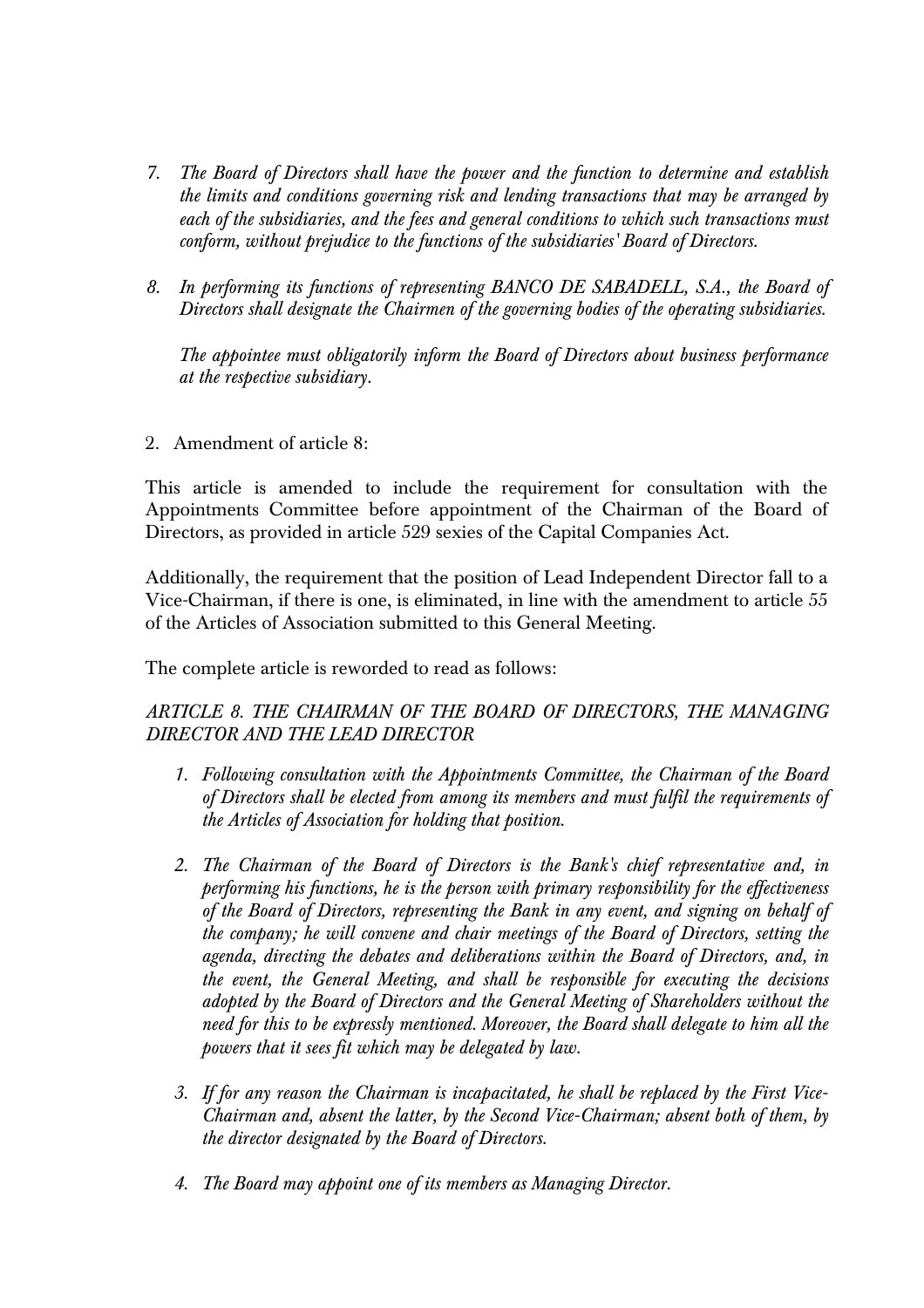7. *The Board of Directors shall have the power and the function to determine and establish the limits and conditions governing risk and lending transactions that may be arranged by each of the subsidiaries, and the fees and general conditions to which such transactions must conform, without prejudice to the functions of the subsidiaries' Board of Directors.*

8. *In performing its functions of representing BANCO DE SABADELL, S.A., the Board of Directors shall designate the Chairmen of the governing bodies of the operating subsidiaries.*

   *The appointee must obligatorily inform the Board of Directors about business performance at the respective subsidiary.*

2. Amendment of article 8:

This article is amended to include the requirement for consultation with the Appointments Committee before appointment of the Chairman of the Board of Directors, as provided in article 529 sexies of the Capital Companies Act.

Additionally, the requirement that the position of Lead Independent Director fall to a Vice-Chairman, if there is one, is eliminated, in line with the amendment to article 55 of the Articles of Association submitted to this General Meeting.

The complete article is reworded to read as follows:

*ARTICLE 8. THE CHAIRMAN OF THE BOARD OF DIRECTORS, THE MANAGING DIRECTOR AND THE LEAD DIRECTOR*

1. *Following consultation with the Appointments Committee, the Chairman of the Board of Directors shall be elected from among its members and must fulfil the requirements of the Articles of Association for holding that position.*

2. *The Chairman of the Board of Directors is the Bank's chief representative and, in performing his functions, he is the person with primary responsibility for the effectiveness of the Board of Directors, representing the Bank in any event, and signing on behalf of the company; he will convene and chair meetings of the Board of Directors, setting the agenda, directing the debates and deliberations within the Board of Directors, and, in the event, the General Meeting, and shall be responsible for executing the decisions adopted by the Board of Directors and the General Meeting of Shareholders without the need for this to be expressly mentioned. Moreover, the Board shall delegate to him all the powers that it sees fit which may be delegated by law.*

3. *If for any reason the Chairman is incapacitated, he shall be replaced by the First Vice-Chairman and, absent the latter, by the Second Vice-Chairman; absent both of them, by the director designated by the Board of Directors.*

4. *The Board may appoint one of its members as Managing Director.*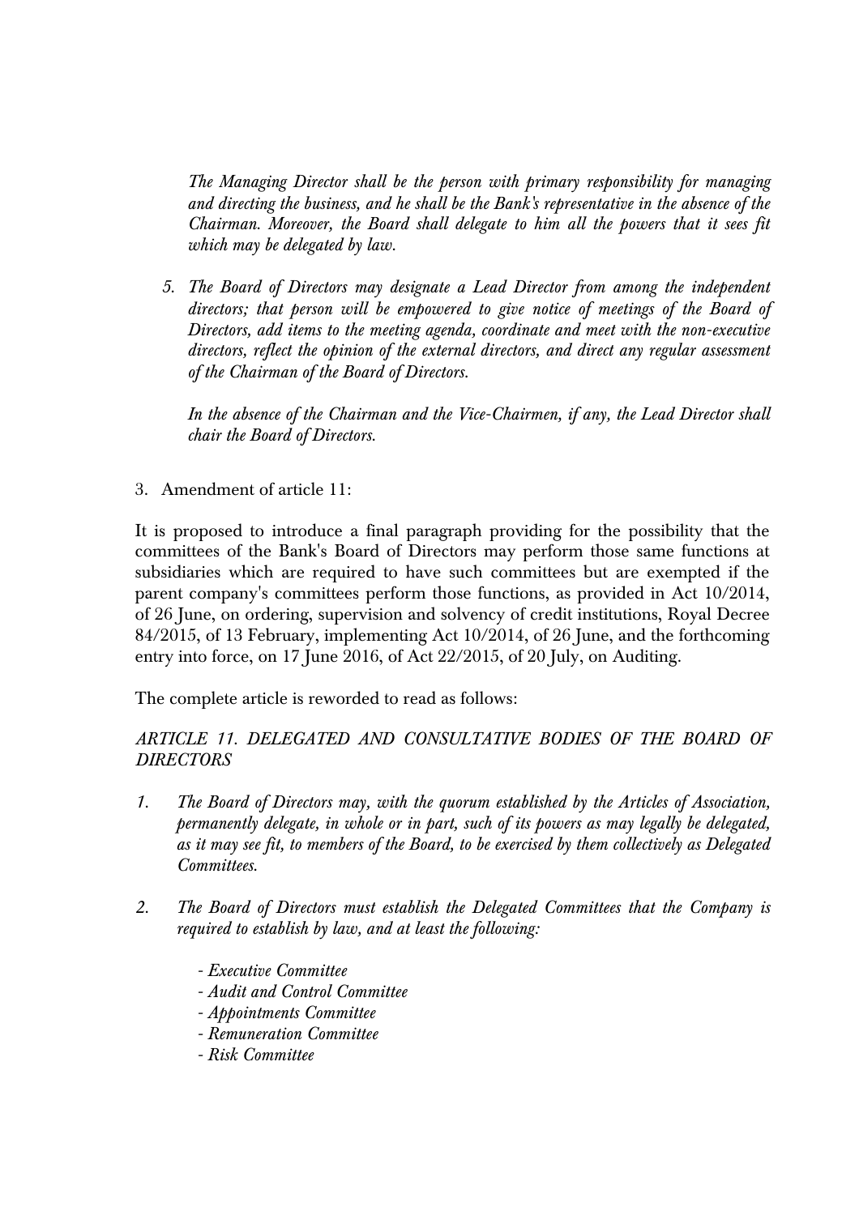*The Managing Director shall be the person with primary responsibility for managing and directing the business, and he shall be the Bank's representative in the absence of the Chairman. Moreover, the Board shall delegate to him all the powers that it sees fit which may be delegated by law.*

5. *The Board of Directors may designate a Lead Director from among the independent directors; that person will be empowered to give notice of meetings of the Board of Directors, add items to the meeting agenda, coordinate and meet with the non-executive directors, reflect the opinion of the external directors, and direct any regular assessment of the Chairman of the Board of Directors.*

   *In the absence of the Chairman and the Vice-Chairmen, if any, the Lead Director shall chair the Board of Directors.*

3. Amendment of article 11:

It is proposed to introduce a final paragraph providing for the possibility that the committees of the Bank's Board of Directors may perform those same functions at subsidiaries which are required to have such committees but are exempted if the parent company's committees perform those functions, as provided in Act 10/2014, of 26 June, on ordering, supervision and solvency of credit institutions, Royal Decree 84/2015, of 13 February, implementing Act 10/2014, of 26 June, and the forthcoming entry into force, on 17 June 2016, of Act 22/2015, of 20 July, on Auditing.

The complete article is reworded to read as follows:

*ARTICLE 11. DELEGATED AND CONSULTATIVE BODIES OF THE BOARD OF DIRECTORS*

1. *The Board of Directors may, with the quorum established by the Articles of Association, permanently delegate, in whole or in part, such of its powers as may legally be delegated, as it may see fit, to members of the Board, to be exercised by them collectively as Delegated Committees.*

2. *The Board of Directors must establish the Delegated Committees that the Company is required to establish by law, and at least the following:*

   - *Executive Committee*
   - *Audit and Control Committee*
   - *Appointments Committee*
   - *Remuneration Committee*
   - *Risk Committee*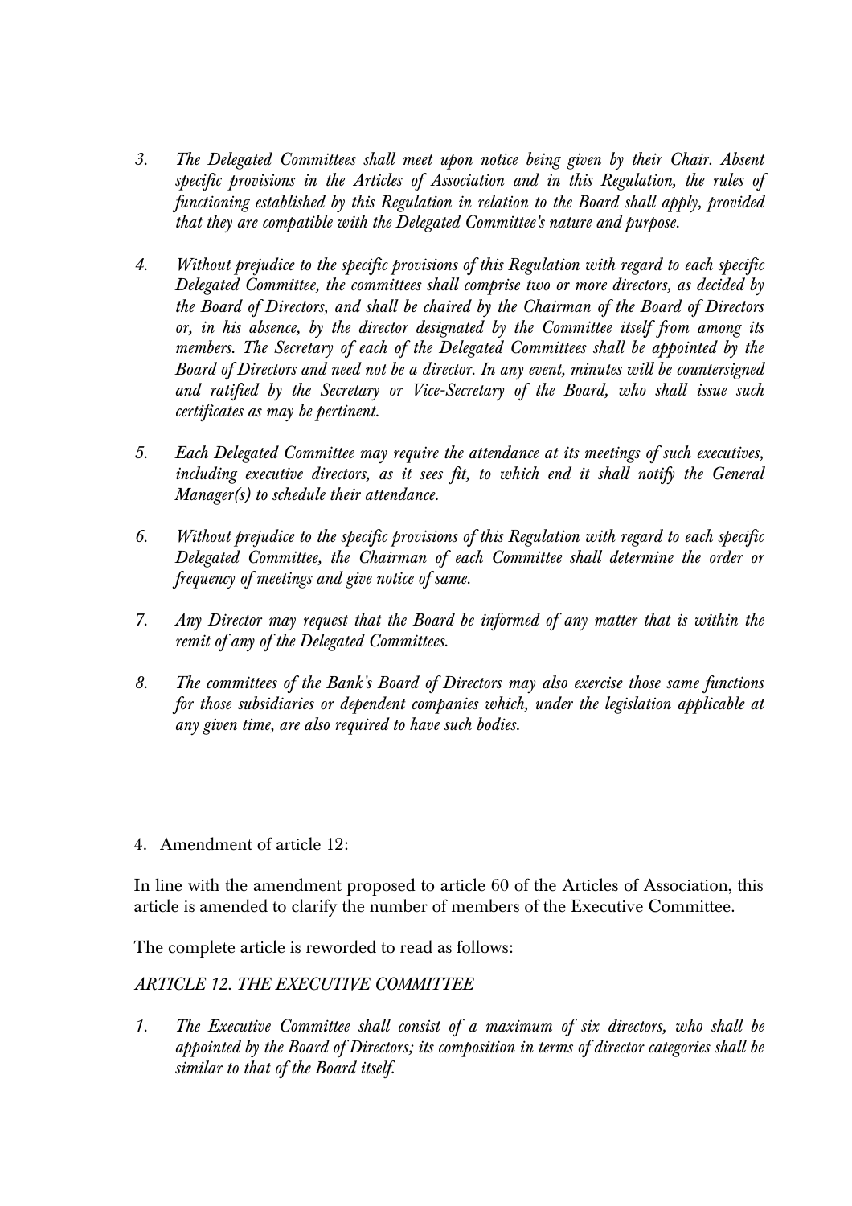3. *The Delegated Committees shall meet upon notice being given by their Chair. Absent specific provisions in the Articles of Association and in this Regulation, the rules of functioning established by this Regulation in relation to the Board shall apply, provided that they are compatible with the Delegated Committee's nature and purpose.*

4. *Without prejudice to the specific provisions of this Regulation with regard to each specific Delegated Committee, the committees shall comprise two or more directors, as decided by the Board of Directors, and shall be chaired by the Chairman of the Board of Directors or, in his absence, by the director designated by the Committee itself from among its members. The Secretary of each of the Delegated Committees shall be appointed by the Board of Directors and need not be a director. In any event, minutes will be countersigned and ratified by the Secretary or Vice-Secretary of the Board, who shall issue such certificates as may be pertinent.*

5. *Each Delegated Committee may require the attendance at its meetings of such executives, including executive directors, as it sees fit, to which end it shall notify the General Manager(s) to schedule their attendance.*

6. *Without prejudice to the specific provisions of this Regulation with regard to each specific Delegated Committee, the Chairman of each Committee shall determine the order or frequency of meetings and give notice of same.*

7. *Any Director may request that the Board be informed of any matter that is within the remit of any of the Delegated Committees.*

8. *The committees of the Bank's Board of Directors may also exercise those same functions for those subsidiaries or dependent companies which, under the legislation applicable at any given time, are also required to have such bodies.*

4. Amendment of article 12:

In line with the amendment proposed to article 60 of the Articles of Association, this article is amended to clarify the number of members of the Executive Committee.

The complete article is reworded to read as follows:

*ARTICLE 12. THE EXECUTIVE COMMITTEE*

1. *The Executive Committee shall consist of a maximum of six directors, who shall be appointed by the Board of Directors; its composition in terms of director categories shall be similar to that of the Board itself.*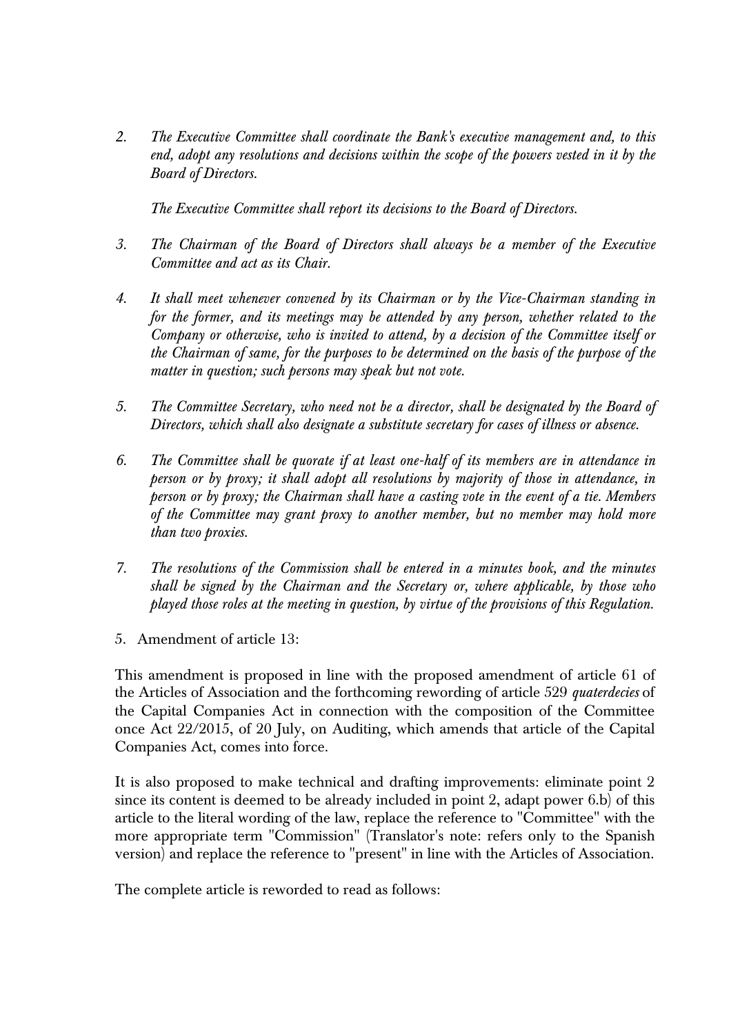2. *The Executive Committee shall coordinate the Bank's executive management and, to this end, adopt any resolutions and decisions within the scope of the powers vested in it by the Board of Directors.*

   *The Executive Committee shall report its decisions to the Board of Directors.*

3. *The Chairman of the Board of Directors shall always be a member of the Executive Committee and act as its Chair.*

4. *It shall meet whenever convened by its Chairman or by the Vice-Chairman standing in for the former, and its meetings may be attended by any person, whether related to the Company or otherwise, who is invited to attend, by a decision of the Committee itself or the Chairman of same, for the purposes to be determined on the basis of the purpose of the matter in question; such persons may speak but not vote.*

5. *The Committee Secretary, who need not be a director, shall be designated by the Board of Directors, which shall also designate a substitute secretary for cases of illness or absence.*

6. *The Committee shall be quorate if at least one-half of its members are in attendance in person or by proxy; it shall adopt all resolutions by majority of those in attendance, in person or by proxy; the Chairman shall have a casting vote in the event of a tie. Members of the Committee may grant proxy to another member, but no member may hold more than two proxies.*

7. *The resolutions of the Commission shall be entered in a minutes book, and the minutes shall be signed by the Chairman and the Secretary or, where applicable, by those who played those roles at the meeting in question, by virtue of the provisions of this Regulation.*

5. Amendment of article 13:

This amendment is proposed in line with the proposed amendment of article 61 of the Articles of Association and the forthcoming rewording of article 529 *quaterdecies* of the Capital Companies Act in connection with the composition of the Committee once Act 22/2015, of 20 July, on Auditing, which amends that article of the Capital Companies Act, comes into force.

It is also proposed to make technical and drafting improvements: eliminate point 2 since its content is deemed to be already included in point 2, adapt power 6.b) of this article to the literal wording of the law, replace the reference to "Committee" with the more appropriate term "Commission" (Translator's note: refers only to the Spanish version) and replace the reference to "present" in line with the Articles of Association.

The complete article is reworded to read as follows: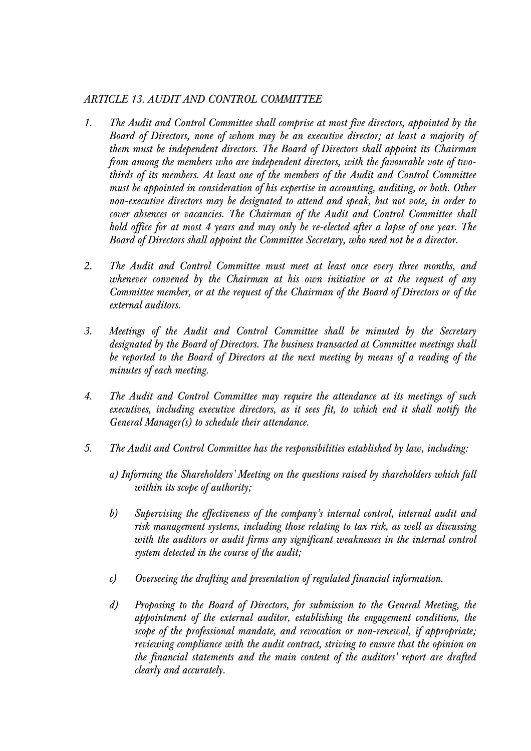## *ARTICLE 13. AUDIT AND CONTROL COMMITTEE*

1. *The Audit and Control Committee shall comprise at most five directors, appointed by the Board of Directors, none of whom may be an executive director; at least a majority of them must be independent directors. The Board of Directors shall appoint its Chairman from among the members who are independent directors, with the favourable vote of two-thirds of its members. At least one of the members of the Audit and Control Committee must be appointed in consideration of his expertise in accounting, auditing, or both. Other non-executive directors may be designated to attend and speak, but not vote, in order to cover absences or vacancies. The Chairman of the Audit and Control Committee shall hold office for at most 4 years and may only be re-elected after a lapse of one year. The Board of Directors shall appoint the Committee Secretary, who need not be a director.*

2. *The Audit and Control Committee must meet at least once every three months, and whenever convened by the Chairman at his own initiative or at the request of any Committee member, or at the request of the Chairman of the Board of Directors or of the external auditors.*

3. *Meetings of the Audit and Control Committee shall be minuted by the Secretary designated by the Board of Directors. The business transacted at Committee meetings shall be reported to the Board of Directors at the next meeting by means of a reading of the minutes of each meeting.*

4. *The Audit and Control Committee may require the attendance at its meetings of such executives, including executive directors, as it sees fit, to which end it shall notify the General Manager(s) to schedule their attendance.*

5. *The Audit and Control Committee has the responsibilities established by law, including:*

   a) *Informing the Shareholders' Meeting on the questions raised by shareholders which fall within its scope of authority;*

   b) *Supervising the effectiveness of the company's internal control, internal audit and risk management systems, including those relating to tax risk, as well as discussing with the auditors or audit firms any significant weaknesses in the internal control system detected in the course of the audit;*

   c) *Overseeing the drafting and presentation of regulated financial information.*

   d) *Proposing to the Board of Directors, for submission to the General Meeting, the appointment of the external auditor, establishing the engagement conditions, the scope of the professional mandate, and revocation or non-renewal, if appropriate; reviewing compliance with the audit contract, striving to ensure that the opinion on the financial statements and the main content of the auditors' report are drafted clearly and accurately.*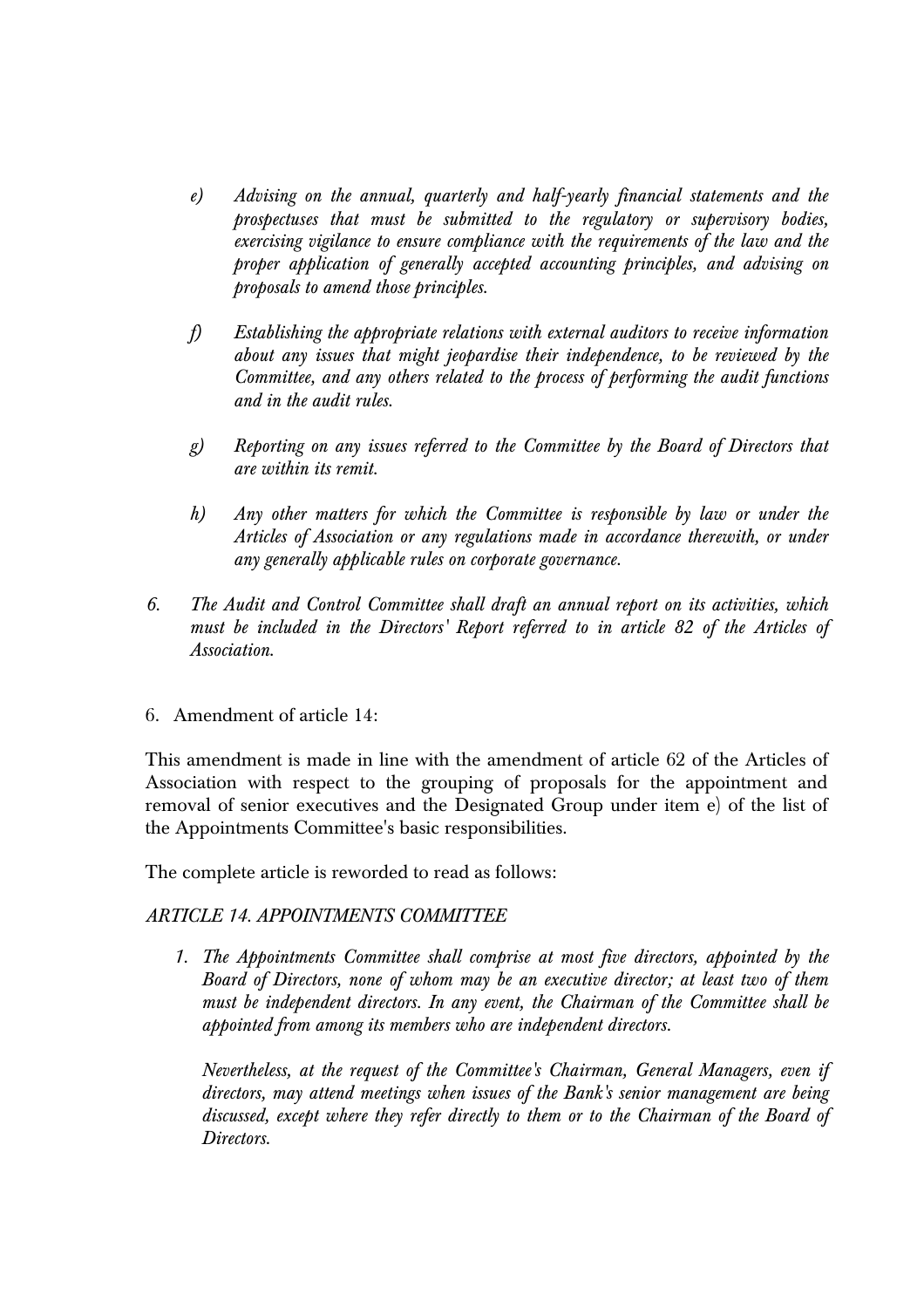- *e) Advising on the annual, quarterly and half-yearly financial statements and the prospectuses that must be submitted to the regulatory or supervisory bodies, exercising vigilance to ensure compliance with the requirements of the law and the proper application of generally accepted accounting principles, and advising on proposals to amend those principles.*

- *f) Establishing the appropriate relations with external auditors to receive information about any issues that might jeopardise their independence, to be reviewed by the Committee, and any others related to the process of performing the audit functions and in the audit rules.*

- *g) Reporting on any issues referred to the Committee by the Board of Directors that are within its remit.*

- *h) Any other matters for which the Committee is responsible by law or under the Articles of Association or any regulations made in accordance therewith, or under any generally applicable rules on corporate governance.*

*6. The Audit and Control Committee shall draft an annual report on its activities, which must be included in the Directors' Report referred to in article 82 of the Articles of Association.*

6. Amendment of article 14:

This amendment is made in line with the amendment of article 62 of the Articles of Association with respect to the grouping of proposals for the appointment and removal of senior executives and the Designated Group under item e) of the list of the Appointments Committee's basic responsibilities.

The complete article is reworded to read as follows:

*ARTICLE 14. APPOINTMENTS COMMITTEE*

*1. The Appointments Committee shall comprise at most five directors, appointed by the Board of Directors, none of whom may be an executive director; at least two of them must be independent directors. In any event, the Chairman of the Committee shall be appointed from among its members who are independent directors.*

*Nevertheless, at the request of the Committee's Chairman, General Managers, even if directors, may attend meetings when issues of the Bank's senior management are being discussed, except where they refer directly to them or to the Chairman of the Board of Directors.*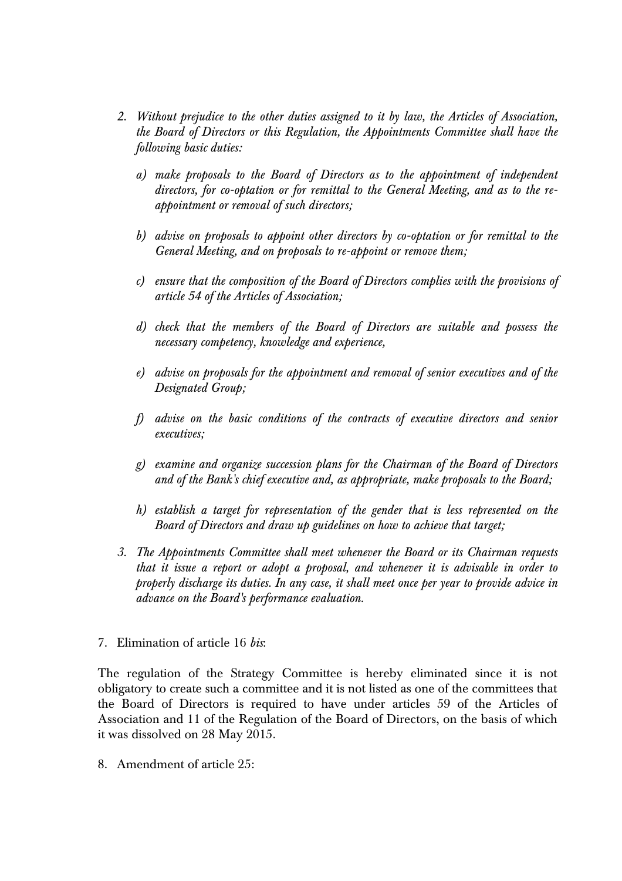2. *Without prejudice to the other duties assigned to it by law, the Articles of Association, the Board of Directors or this Regulation, the Appointments Committee shall have the following basic duties:*

   a) *make proposals to the Board of Directors as to the appointment of independent directors, for co-optation or for remittal to the General Meeting, and as to the re-appointment or removal of such directors;*

   b) *advise on proposals to appoint other directors by co-optation or for remittal to the General Meeting, and on proposals to re-appoint or remove them;*

   c) *ensure that the composition of the Board of Directors complies with the provisions of article 54 of the Articles of Association;*

   d) *check that the members of the Board of Directors are suitable and possess the necessary competency, knowledge and experience,*

   e) *advise on proposals for the appointment and removal of senior executives and of the Designated Group;*

   f) *advise on the basic conditions of the contracts of executive directors and senior executives;*

   g) *examine and organize succession plans for the Chairman of the Board of Directors and of the Bank's chief executive and, as appropriate, make proposals to the Board;*

   h) *establish a target for representation of the gender that is less represented on the Board of Directors and draw up guidelines on how to achieve that target;*

3. *The Appointments Committee shall meet whenever the Board or its Chairman requests that it issue a report or adopt a proposal, and whenever it is advisable in order to properly discharge its duties. In any case, it shall meet once per year to provide advice in advance on the Board's performance evaluation.*

7. Elimination of article 16 *bis*:

The regulation of the Strategy Committee is hereby eliminated since it is not obligatory to create such a committee and it is not listed as one of the committees that the Board of Directors is required to have under articles 59 of the Articles of Association and 11 of the Regulation of the Board of Directors, on the basis of which it was dissolved on 28 May 2015.

8. Amendment of article 25: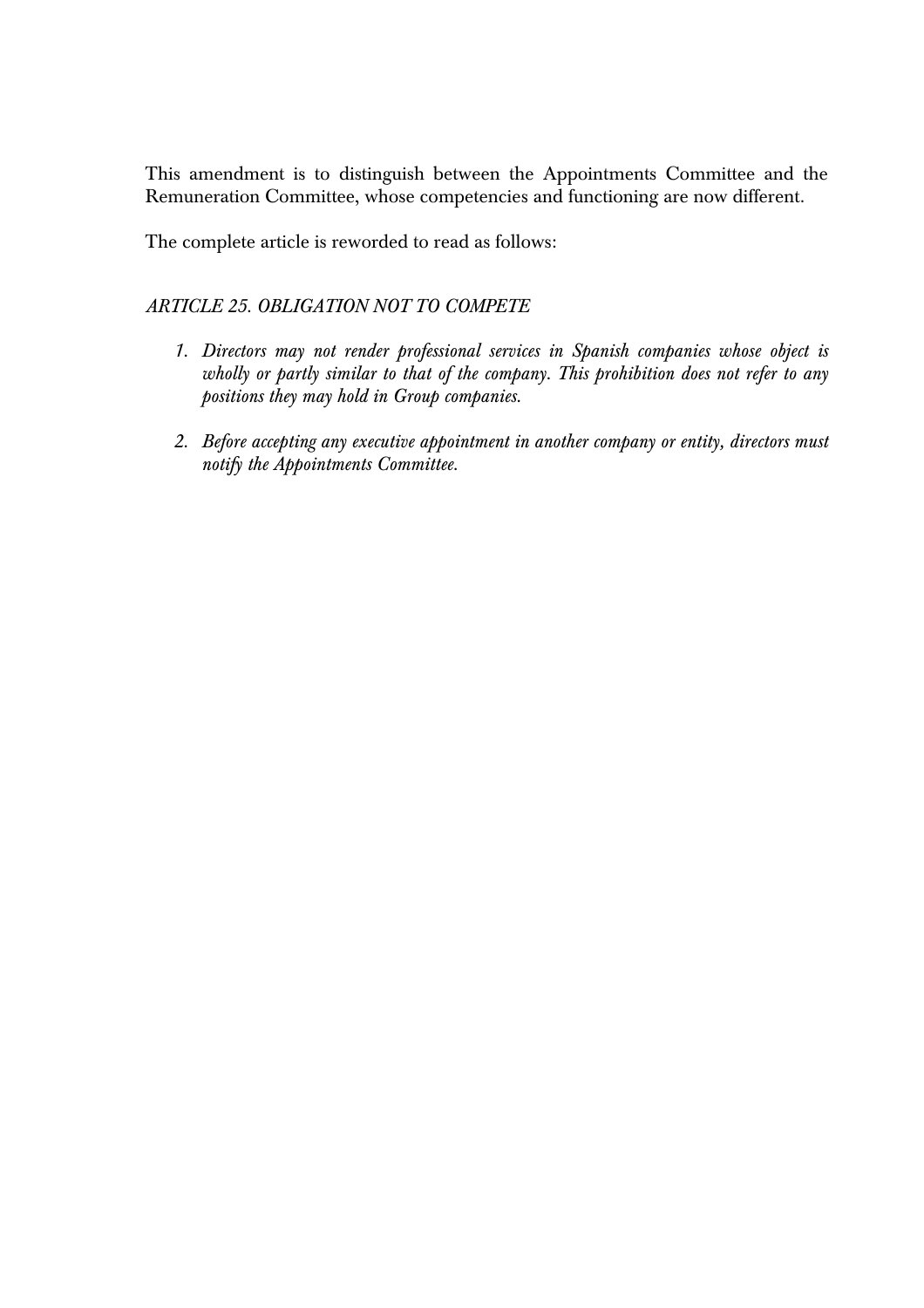This amendment is to distinguish between the Appointments Committee and the Remuneration Committee, whose competencies and functioning are now different.

The complete article is reworded to read as follows:

*ARTICLE 25. OBLIGATION NOT TO COMPETE*

1. *Directors may not render professional services in Spanish companies whose object is wholly or partly similar to that of the company. This prohibition does not refer to any positions they may hold in Group companies.*

2. *Before accepting any executive appointment in another company or entity, directors must notify the Appointments Committee.*